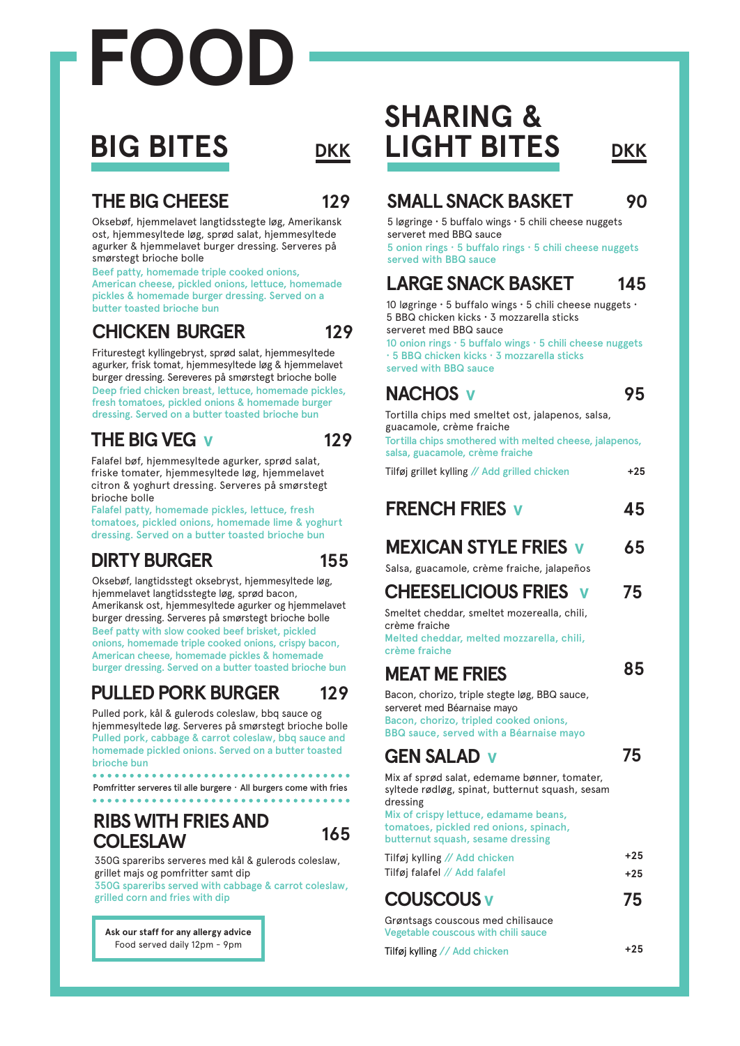# FOOD

## BIG BITES

**DKK**

### THE BIG CHEESE — 129

Oksebøf, hjemmelavet langtidsstegte løg, Amerikansk ost, hjemmesyltede løg, sprød salat, hjemmesyltede agurker & hjemmelavet burger dressing. Serveres på smørstegt brioche bolle

Beef patty, homemade triple cooked onions, American cheese, pickled onions, lettuce, homemade pickles & homemade burger dressing. Served on a butter toasted brioche bun

### CHICKEN BURGER — 129

Friturestegt kyllingebryst, sprød salat, hjemmesyltede agurker, frisk tomat, hjemmesyltede løg & hjemmelavet burger dressing. Sereveres på smørstegt brioche bolle

Deep fried chicken breast, lettuce, homemade pickles, fresh tomatoes, pickled onions & homemade burger dressing. Served on a butter toasted brioche bun

### THE BIG VEG V — 129

Falafel bøf, hjemmesyltede agurker, sprød salat, friske tomater, hjemmesyltede løg, hjemmelavet citron & yoghurt dressing. Serveres på smørstegt brioche bolle

Falafel patty, homemade pickles, lettuce, fresh tomatoes, pickled onions, homemade lime & yoghurt dressing. Served on a butter toasted brioche bun

### DIRTY BURGER — 155

Oksebøf, langtidsstegt oksebryst, hjemmesyltede løg, hjemmelavet langtidsstegte løg, sprød bacon, Amerikansk ost, hjemmesyltede agurker og hjemmelavet burger dressing. Serveres på smørstegt brioche bolle

Beef patty with slow cooked beef brisket, pickled onions, homemade triple cooked onions, crispy bacon, American cheese, homemade pickles & homemade burger dressing. Served on a butter toasted brioche bun

### PULLED PORK BURGER — 129

Pulled pork, kål & gulerods coleslaw, bbq sauce og hjemmesyltede løg. Serveres på smørstegt brioche bolle

Pulled pork, cabbage & carrot coleslaw, bbq sauce and homemade pickled onions. Served on a butter toasted brioche bun

Pomfritter serveres til alle burgere · All burgers come with fries

### RIBS WITH FRIES AND COLESLAW — 165

350G spareribs serveres med kål & gulerods coleslaw, grillet majs og pomfritter samt dip

350G spareribs served with cabbage & carrot coleslaw, grilled corn and fries with dip

**Ask our staff for any allergy advice**
Food served daily 12pm - 9pm

## SHARING & LIGHT BITES

**DKK**

### SMALL SNACK BASKET — 90

5 løgringe · 5 buffalo wings · 5 chili cheese nuggets serveret med BBQ sauce

5 onion rings · 5 buffalo rings · 5 chili cheese nuggets served with BBQ sauce

### LARGE SNACK BASKET — 145

10 løgringe · 5 buffalo wings · 5 chili cheese nuggets · 5 BBQ chicken kicks · 3 mozzarella sticks serveret med BBQ sauce

10 onion rings · 5 buffalo wings · 5 chili cheese nuggets · 5 BBQ chicken kicks · 3 mozzarella sticks served with BBQ sauce

### NACHOS V — 95

Tortilla chips med smeltet ost, jalapenos, salsa, guacamole, crème fraiche

Tortilla chips smothered with melted cheese, jalapenos, salsa, guacamole, crème fraiche

Tilføj grillet kylling // Add grilled chicken — +25

### FRENCH FRIES V — 45

### MEXICAN STYLE FRIES V — 65

Salsa, guacamole, crème fraiche, jalapeños

### CHEESELICIOUS FRIES V — 75

Smeltet cheddar, smeltet mozerealla, chili, crème fraiche

Melted cheddar, melted mozzarella, chili, crème fraiche

### MEAT ME FRIES — 85

Bacon, chorizo, triple stegte løg, BBQ sauce, serveret med Béarnaise mayo

Bacon, chorizo, tripled cooked onions, BBQ sauce, served with a Béarnaise mayo

### GEN SALAD V — 75

Mix af sprød salat, edemame bønner, tomater, syltede rødløg, spinat, butternut squash, sesam dressing

Mix of crispy lettuce, edamame beans, tomatoes, pickled red onions, spinach, butternut squash, sesame dressing

Tilføj kylling // Add chicken — +25
Tilføj falafel // Add falafel — +25

### COUSCOUS V — 75

Grøntsags couscous med chilisauce

Vegetable couscous with chili sauce

Tilføj kylling // Add chicken — +25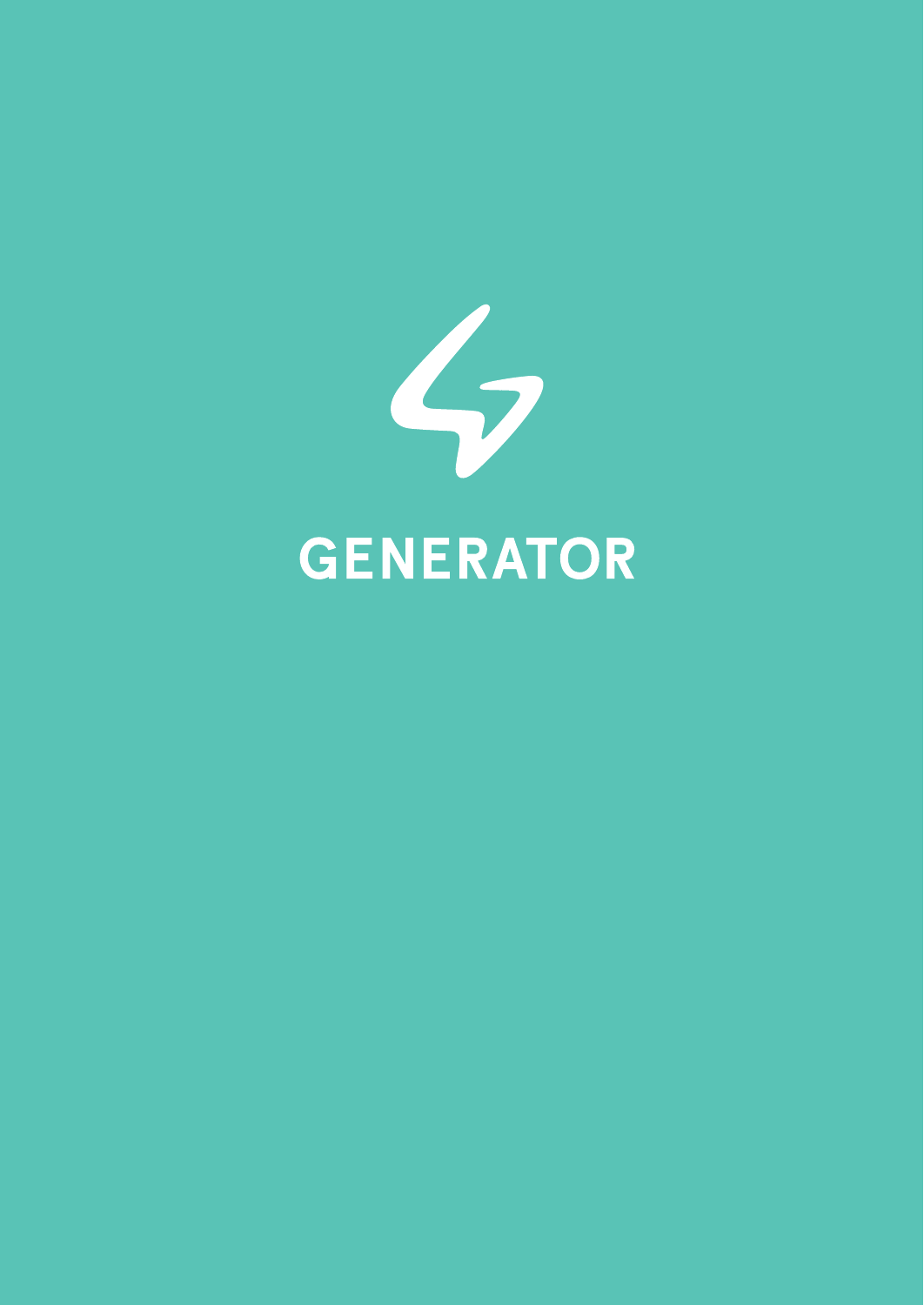GENERATOR